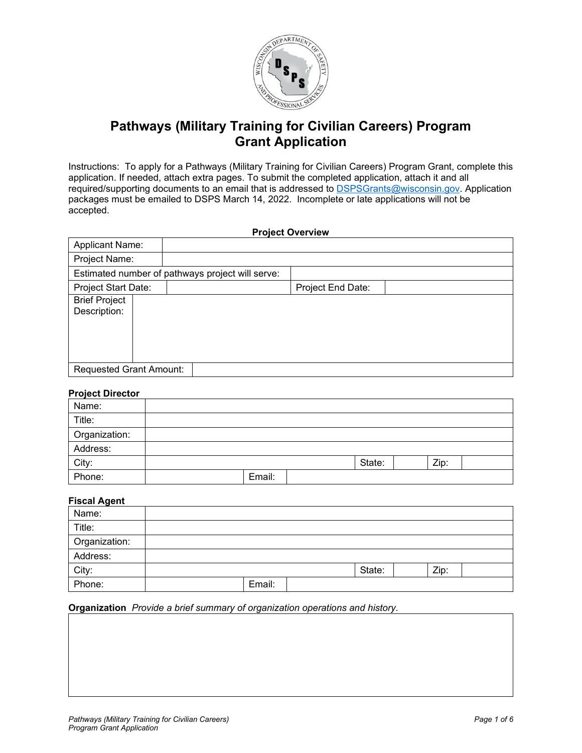# Pathways (Military Training for Civilian Careers) Program Grant Application

Instructions: To apply for a Pathways (Military Training for Civilian Careers) Program Grant, complete this application. If needed, attach extra pages. To submit the completed application, attach it and all required/supporting documents to an email that is addressed to DSPSGrants@wisconsin.gov. Application packages must be emailed to DSPS March 14, 2022. Incomplete or late applications will not be accepted.

**Project Overview**

| Applicant Name: | | | |
|---|---|---|---|
| Project Name: | | | |
| Estimated number of pathways project will serve: | | | |
| Project Start Date: | | Project End Date: | |
| Brief Project Description: | | | |
| Requested Grant Amount: | | | |

**Project Director**

| Name: | | | | | |
|---|---|---|---|---|---|
| Title: | | | | | |
| Organization: | | | | | |
| Address: | | | | | |
| City: | | State: | | Zip: | |
| Phone: | | Email: | | | |

**Fiscal Agent**

| Name: | | | | | |
|---|---|---|---|---|---|
| Title: | | | | | |
| Organization: | | | | | |
| Address: | | | | | |
| City: | | State: | | Zip: | |
| Phone: | | Email: | | | |

**Organization** *Provide a brief summary of organization operations and history.*

| |
|---|
| |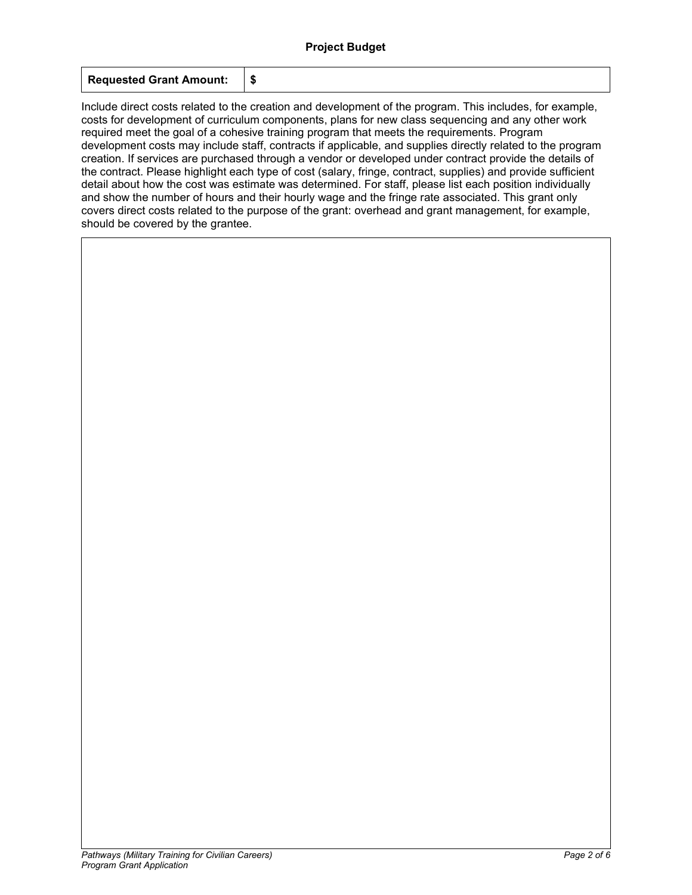## Project Budget

| Requested Grant Amount: | $ |
| --- | --- |

Include direct costs related to the creation and development of the program. This includes, for example, costs for development of curriculum components, plans for new class sequencing and any other work required meet the goal of a cohesive training program that meets the requirements. Program development costs may include staff, contracts if applicable, and supplies directly related to the program creation. If services are purchased through a vendor or developed under contract provide the details of the contract. Please highlight each type of cost (salary, fringe, contract, supplies) and provide sufficient detail about how the cost was estimate was determined. For staff, please list each position individually and show the number of hours and their hourly wage and the fringe rate associated. This grant only covers direct costs related to the purpose of the grant: overhead and grant management, for example, should be covered by the grantee.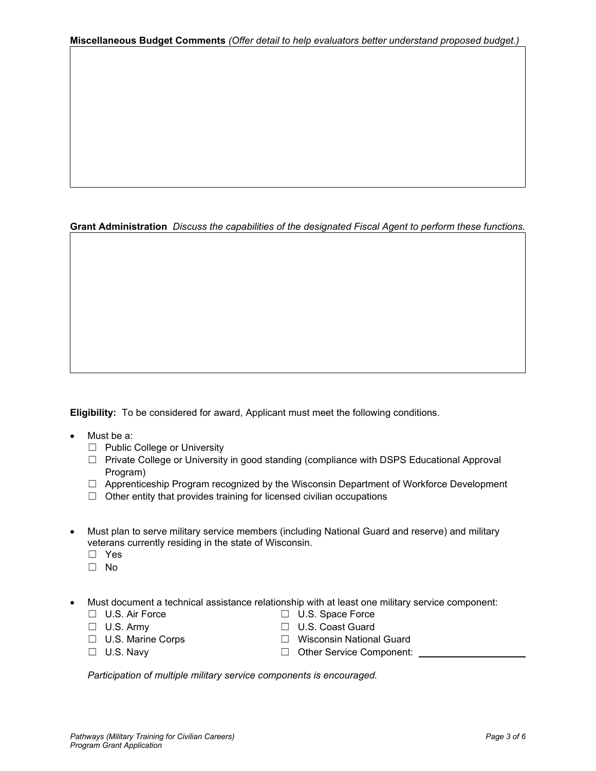**Miscellaneous Budget Comments** *(Offer detail to help evaluators better understand proposed budget.)*

**Grant Administration** *Discuss the capabilities of the designated Fiscal Agent to perform these functions.*

**Eligibility:** To be considered for award, Applicant must meet the following conditions.

- Must be a:
  - ☐ Public College or University
  - ☐ Private College or University in good standing (compliance with DSPS Educational Approval Program)
  - ☐ Apprenticeship Program recognized by the Wisconsin Department of Workforce Development
  - ☐ Other entity that provides training for licensed civilian occupations

- Must plan to serve military service members (including National Guard and reserve) and military veterans currently residing in the state of Wisconsin.
  - ☐ Yes
  - ☐ No

- Must document a technical assistance relationship with at least one military service component:
  - ☐ U.S. Air Force
  - ☐ U.S. Army
  - ☐ U.S. Marine Corps
  - ☐ U.S. Navy
  - ☐ U.S. Space Force
  - ☐ U.S. Coast Guard
  - ☐ Wisconsin National Guard
  - ☐ Other Service Component: ____________________

  *Participation of multiple military service components is encouraged.*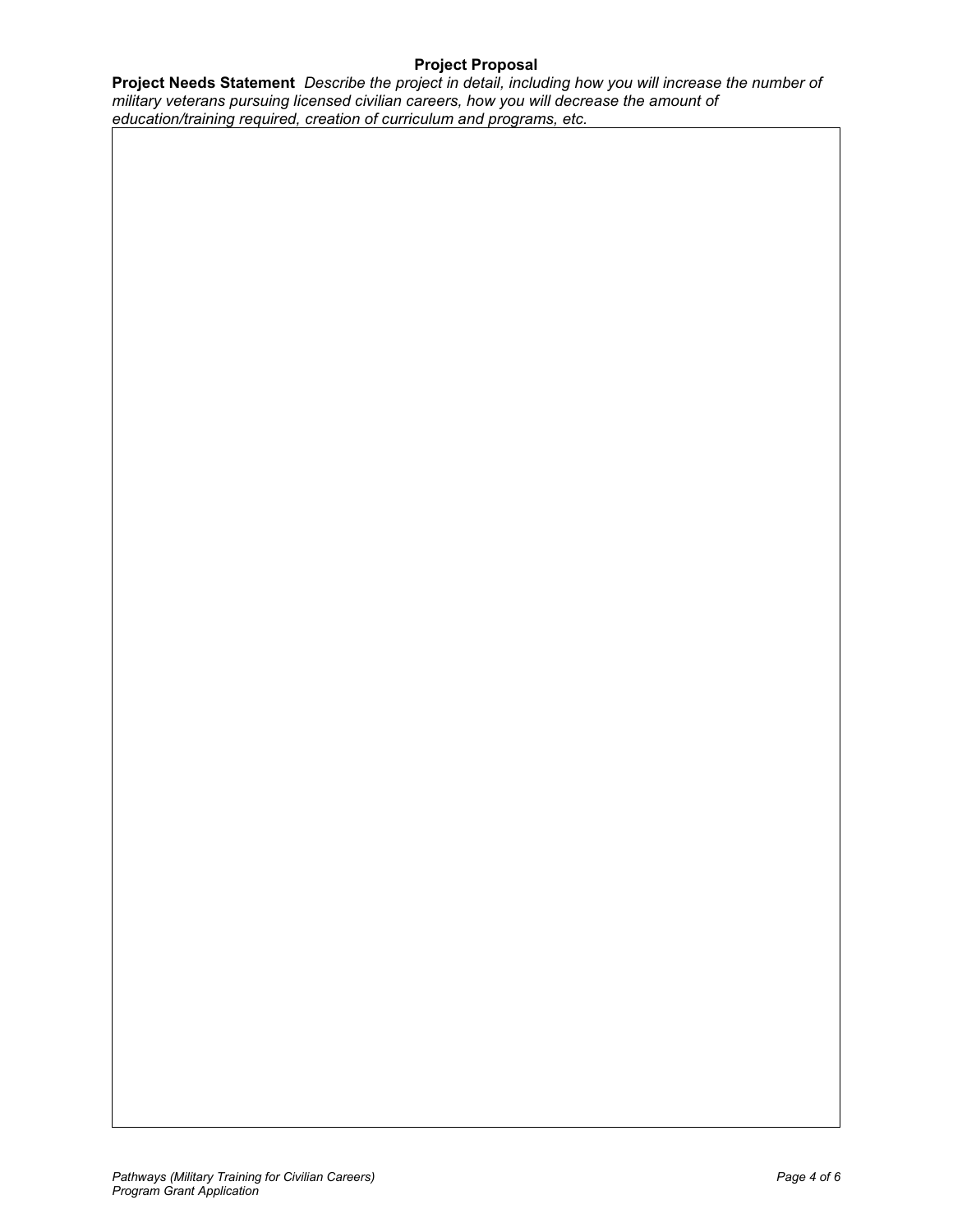## Project Proposal

**Project Needs Statement** *Describe the project in detail, including how you will increase the number of military veterans pursuing licensed civilian careers, how you will decrease the amount of education/training required, creation of curriculum and programs, etc.*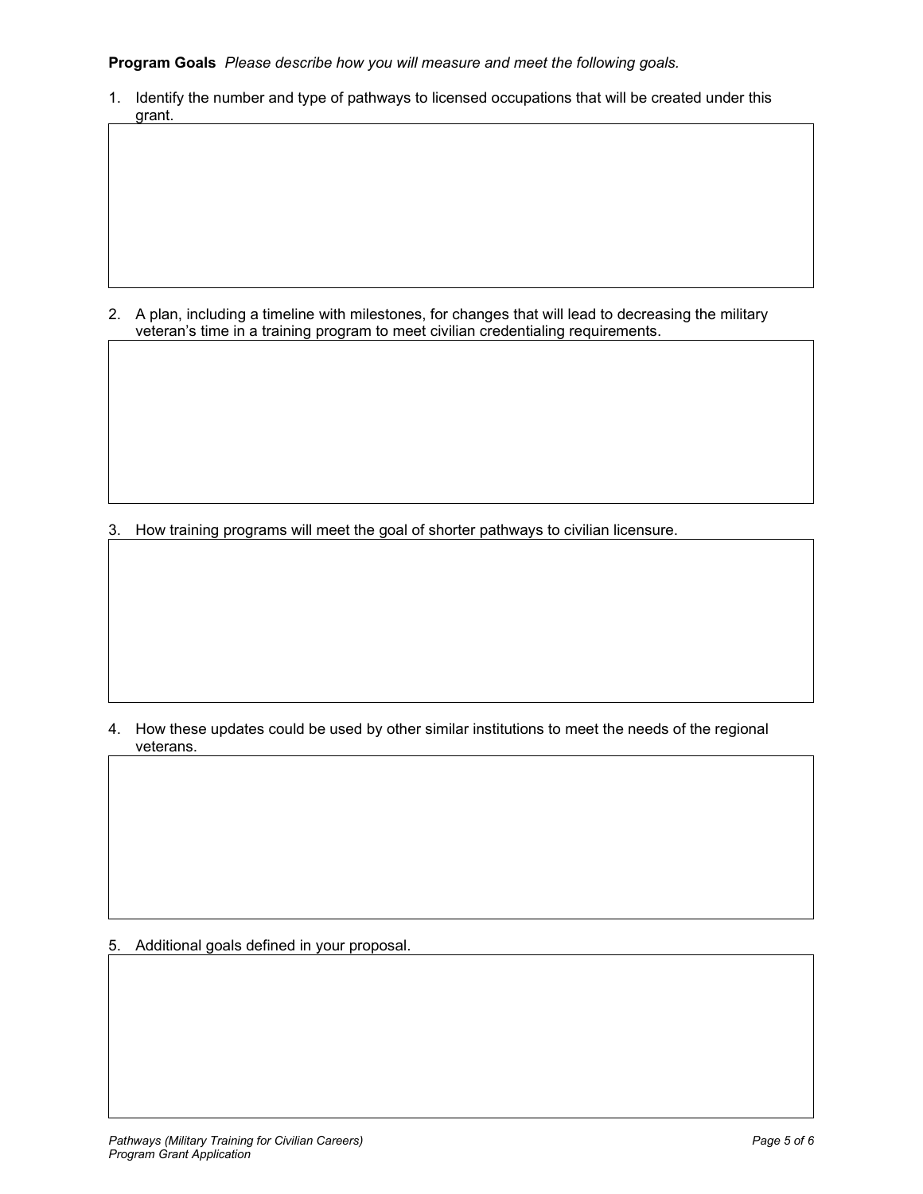**Program Goals** *Please describe how you will measure and meet the following goals.*

1. Identify the number and type of pathways to licensed occupations that will be created under this grant.

2. A plan, including a timeline with milestones, for changes that will lead to decreasing the military veteran's time in a training program to meet civilian credentialing requirements.

3. How training programs will meet the goal of shorter pathways to civilian licensure.

4. How these updates could be used by other similar institutions to meet the needs of the regional veterans.

5. Additional goals defined in your proposal.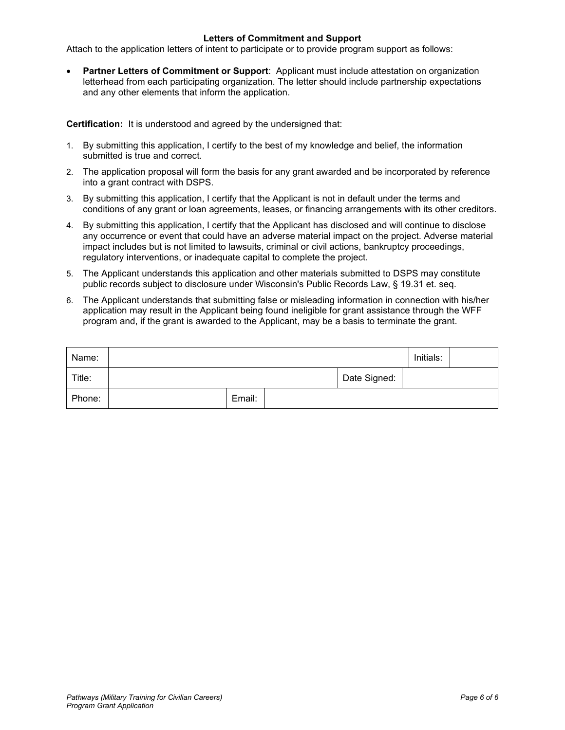**Letters of Commitment and Support**

Attach to the application letters of intent to participate or to provide program support as follows:

- **Partner Letters of Commitment or Support**: Applicant must include attestation on organization letterhead from each participating organization. The letter should include partnership expectations and any other elements that inform the application.

**Certification:** It is understood and agreed by the undersigned that:

1. By submitting this application, I certify to the best of my knowledge and belief, the information submitted is true and correct.
2. The application proposal will form the basis for any grant awarded and be incorporated by reference into a grant contract with DSPS.
3. By submitting this application, I certify that the Applicant is not in default under the terms and conditions of any grant or loan agreements, leases, or financing arrangements with its other creditors.
4. By submitting this application, I certify that the Applicant has disclosed and will continue to disclose any occurrence or event that could have an adverse material impact on the project. Adverse material impact includes but is not limited to lawsuits, criminal or civil actions, bankruptcy proceedings, regulatory interventions, or inadequate capital to complete the project.
5. The Applicant understands this application and other materials submitted to DSPS may constitute public records subject to disclosure under Wisconsin's Public Records Law, § 19.31 et. seq.
6. The Applicant understands that submitting false or misleading information in connection with his/her application may result in the Applicant being found ineligible for grant assistance through the WFF program and, if the grant is awarded to the Applicant, may be a basis to terminate the grant.

| | | | | | |
|---|---|---|---|---|---|
| Name: | | | | Initials: | |
| Title: | | | Date Signed: | | |
| Phone: | | Email: | | | |